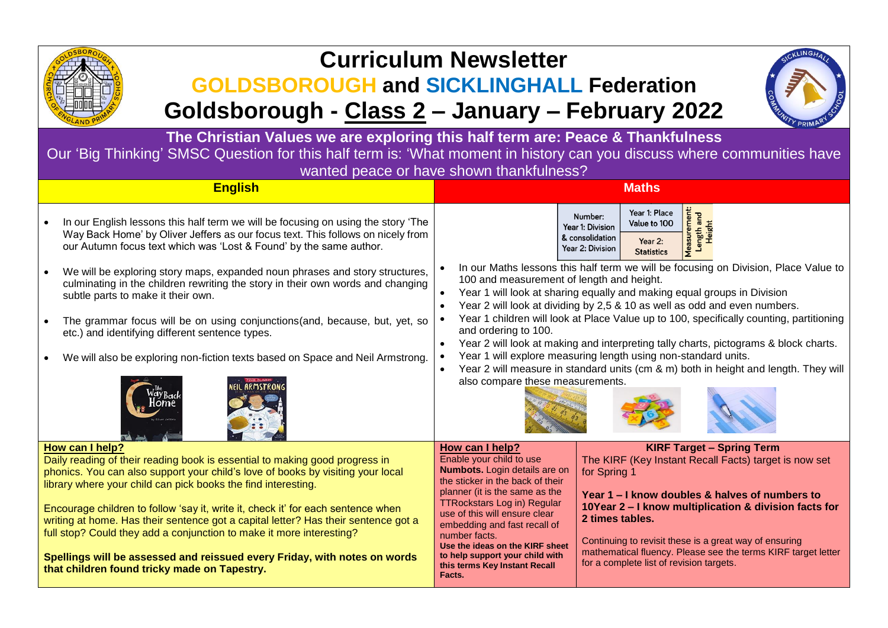# Curriculum Newsletter

## GOLDSBOROUGH and SICKLINGHALL Federation

## Goldsborough - Class 2 – January – February 2022

**The Christian Values we are exploring this half term are: Peace & Thankfulness**

Our 'Big Thinking' SMSC Question for this half term is: 'What moment in history can you discuss where communities have wanted peace or have shown thankfulness?

### English

- In our English lessons this half term we will be focusing on using the story 'The Way Back Home' by Oliver Jeffers as our focus text. This follows on nicely from our Autumn focus text which was 'Lost & Found' by the same author.
- We will be exploring story maps, expanded noun phrases and story structures, culminating in the children rewriting the story in their own words and changing subtle parts to make it their own.
- The grammar focus will be on using conjunctions(and, because, but, yet, so etc.) and identifying different sentence types.
- We will also be exploring non-fiction texts based on Space and Neil Armstrong.

**How can I help?**

Daily reading of their reading book is essential to making good progress in phonics. You can also support your child's love of books by visiting your local library where your child can pick books the find interesting.

Encourage children to follow 'say it, write it, check it' for each sentence when writing at home. Has their sentence got a capital letter? Has their sentence got a full stop? Could they add a conjunction to make it more interesting?

**Spellings will be assessed and reissued every Friday, with notes on words that children found tricky made on Tapestry.**

### Maths

| Number: Year 1: Division & consolidation Year 2: Division | Year 1: Place Value to 100 | Measurement: Length and Height |
|---|---|---|
| | Year 2: Statistics | |

- In our Maths lessons this half term we will be focusing on Division, Place Value to 100 and measurement of length and height.
- Year 1 will look at sharing equally and making equal groups in Division
- Year 2 will look at dividing by 2,5 & 10 as well as odd and even numbers.
- Year 1 children will look at Place Value up to 100, specifically counting, partitioning and ordering to 100.
- Year 2 will look at making and interpreting tally charts, pictograms & block charts.
- Year 1 will explore measuring length using non-standard units.
- Year 2 will measure in standard units (cm & m) both in height and length. They will also compare these measurements.

**How can I help?**

Enable your child to use **Numbots.** Login details are on the sticker in the back of their planner (it is the same as the TTRockstars Log in) Regular use of this will ensure clear embedding and fast recall of number facts.

**Use the ideas on the KIRF sheet to help support your child with this terms Key Instant Recall Facts.**

**KIRF Target – Spring Term**

The KIRF (Key Instant Recall Facts) target is now set for Spring 1

**Year 1 – I know doubles & halves of numbers to 10Year 2 – I know multiplication & division facts for 2 times tables.**

Continuing to revisit these is a great way of ensuring mathematical fluency. Please see the terms KIRF target letter for a complete list of revision targets.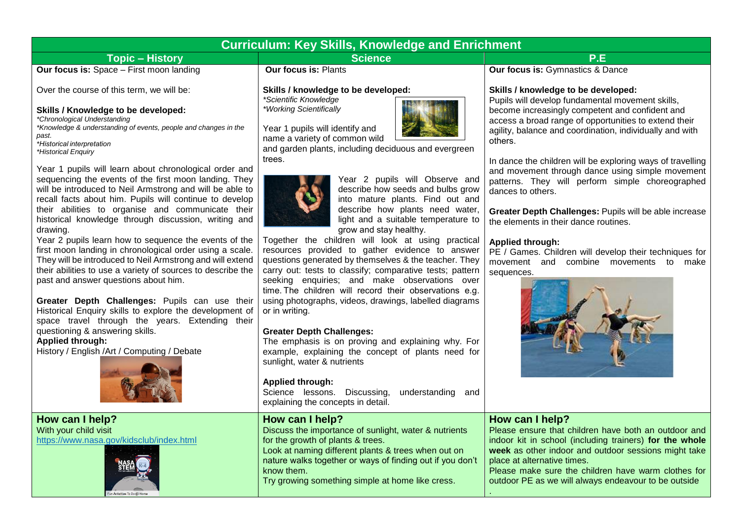# Curriculum: Key Skills, Knowledge and Enrichment

## Topic – History

**Our focus is:** Space – First moon landing

Over the course of this term, we will be:

**Skills / Knowledge to be developed:**

*\*Chronological Understanding*
*\*Knowledge & understanding of events, people and changes in the past.*
*\*Historical interpretation*
*\*Historical Enquiry*

Year 1 pupils will learn about chronological order and sequencing the events of the first moon landing. They will be introduced to Neil Armstrong and will be able to recall facts about him. Pupils will continue to develop their abilities to organise and communicate their historical knowledge through discussion, writing and drawing.

Year 2 pupils learn how to sequence the events of the first moon landing in chronological order using a scale. They will be introduced to Neil Armstrong and will extend their abilities to use a variety of sources to describe the past and answer questions about him.

**Greater Depth Challenges:** Pupils can use their Historical Enquiry skills to explore the development of space travel through the years. Extending their questioning & answering skills.

**Applied through:**
History / English /Art / Computing / Debate

### How can I help?

With your child visit
https://www.nasa.gov/kidsclub/index.html

## Science

**Our focus is:** Plants

**Skills / knowledge to be developed:**

*\*Scientific Knowledge*
*\*Working Scientifically*

Year 1 pupils will identify and name a variety of common wild and garden plants, including deciduous and evergreen trees.

Year 2 pupils will Observe and describe how seeds and bulbs grow into mature plants. Find out and describe how plants need water, light and a suitable temperature to grow and stay healthy.

Together the children will look at using practical resources provided to gather evidence to answer questions generated by themselves & the teacher. They carry out: tests to classify; comparative tests; pattern seeking enquiries; and make observations over time. The children will record their observations e.g. using photographs, videos, drawings, labelled diagrams or in writing.

**Greater Depth Challenges:**
The emphasis is on proving and explaining why. For example, explaining the concept of plants need for sunlight, water & nutrients

**Applied through:**
Science lessons. Discussing, understanding and explaining the concepts in detail.

### How can I help?

Discuss the importance of sunlight, water & nutrients for the growth of plants & trees.
Look at naming different plants & trees when out on nature walks together or ways of finding out if you don't know them.
Try growing something simple at home like cress.

## P.E

**Our focus is:** Gymnastics & Dance

**Skills / knowledge to be developed:**
Pupils will develop fundamental movement skills, become increasingly competent and confident and access a broad range of opportunities to extend their agility, balance and coordination, individually and with others.

In dance the children will be exploring ways of travelling and movement through dance using simple movement patterns. They will perform simple choreographed dances to others.

**Greater Depth Challenges:** Pupils will be able increase the elements in their dance routines.

**Applied through:**
PE / Games. Children will develop their techniques for movement and combine movements to make sequences.

### How can I help?

Please ensure that children have both an outdoor and indoor kit in school (including trainers) **for the whole week** as other indoor and outdoor sessions might take place at alternative times.
Please make sure the children have warm clothes for outdoor PE as we will always endeavour to be outside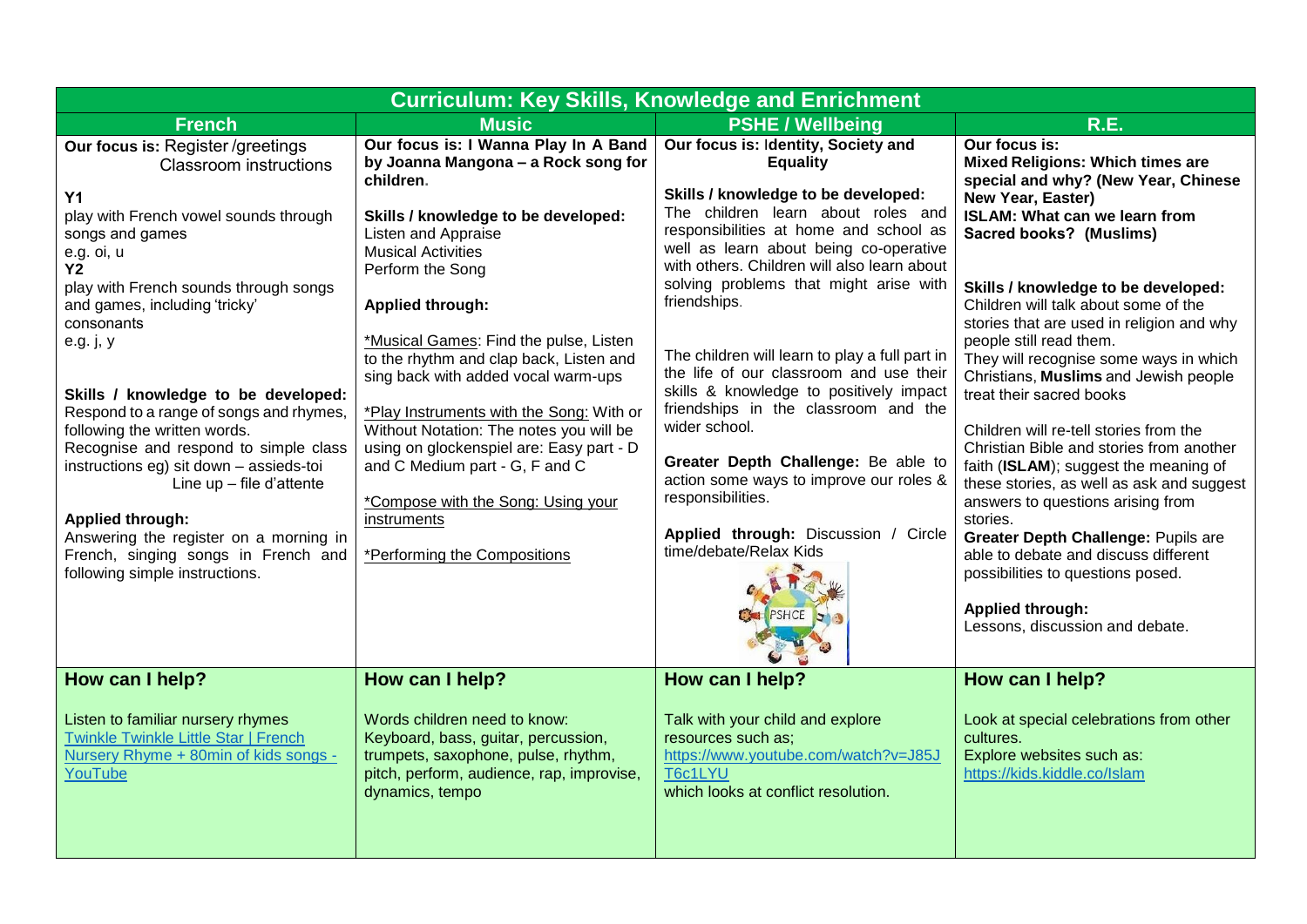## Curriculum: Key Skills, Knowledge and Enrichment

| French | Music | PSHE / Wellbeing | R.E. |
|---|---|---|---|
| **Our focus is:** Register /greetings<br>Classroom instructions<br><br>**Y1**<br>play with French vowel sounds through songs and games<br>e.g. oi, u<br>**Y2**<br>play with French sounds through songs and games, including 'tricky' consonants<br>e.g. j, y<br><br>**Skills / knowledge to be developed:**<br>Respond to a range of songs and rhymes, following the written words.<br>Recognise and respond to simple class instructions eg) sit down – assieds-toi<br>Line up – file d'attente<br><br>**Applied through:**<br>Answering the register on a morning in French, singing songs in French and following simple instructions. | **Our focus is: I Wanna Play In A Band by Joanna Mangona – a Rock song for children.**<br><br>**Skills / knowledge to be developed:**<br>Listen and Appraise<br>Musical Activities<br>Perform the Song<br><br>**Applied through:**<br><br>*Musical Games: Find the pulse, Listen to the rhythm and clap back, Listen and sing back with added vocal warm-ups<br><br>*Play Instruments with the Song: With or Without Notation: The notes you will be using on glockenspiel are: Easy part - D and C Medium part - G, F and C<br><br>*Compose with the Song: Using your instruments<br><br>*Performing the Compositions | **Our focus is: Identity, Society and Equality**<br><br>**Skills / knowledge to be developed:**<br>The children learn about roles and responsibilities at home and school as well as learn about being co-operative with others. Children will also learn about solving problems that might arise with friendships.<br><br>The children will learn to play a full part in the life of our classroom and use their skills & knowledge to positively impact friendships in the classroom and the wider school.<br><br>**Greater Depth Challenge:** Be able to action some ways to improve our roles & responsibilities.<br><br>**Applied through:** Discussion / Circle time/debate/Relax Kids | **Our focus is:**<br>**Mixed Religions: Which times are special and why? (New Year, Chinese New Year, Easter)**<br>**ISLAM: What can we learn from Sacred books? (Muslims)**<br><br>**Skills / knowledge to be developed:**<br>Children will talk about some of the stories that are used in religion and why people still read them.<br>They will recognise some ways in which Christians, **Muslims** and Jewish people treat their sacred books<br><br>Children will re-tell stories from the Christian Bible and stories from another faith (**ISLAM**); suggest the meaning of these stories, as well as ask and suggest answers to questions arising from stories.<br>**Greater Depth Challenge:** Pupils are able to debate and discuss different possibilities to questions posed.<br><br>**Applied through:**<br>Lessons, discussion and debate. |
| **How can I help?**<br><br>Listen to familiar nursery rhymes<br>[Twinkle Twinkle Little Star \| French Nursery Rhyme + 80min of kids songs - YouTube] | **How can I help?**<br><br>Words children need to know:<br>Keyboard, bass, guitar, percussion, trumpets, saxophone, pulse, rhythm, pitch, perform, audience, rap, improvise, dynamics, tempo | **How can I help?**<br><br>Talk with your child and explore resources such as;<br>https://www.youtube.com/watch?v=J85JT6c1LYU<br>which looks at conflict resolution. | **How can I help?**<br><br>Look at special celebrations from other cultures.<br>Explore websites such as:<br>https://kids.kiddle.co/Islam |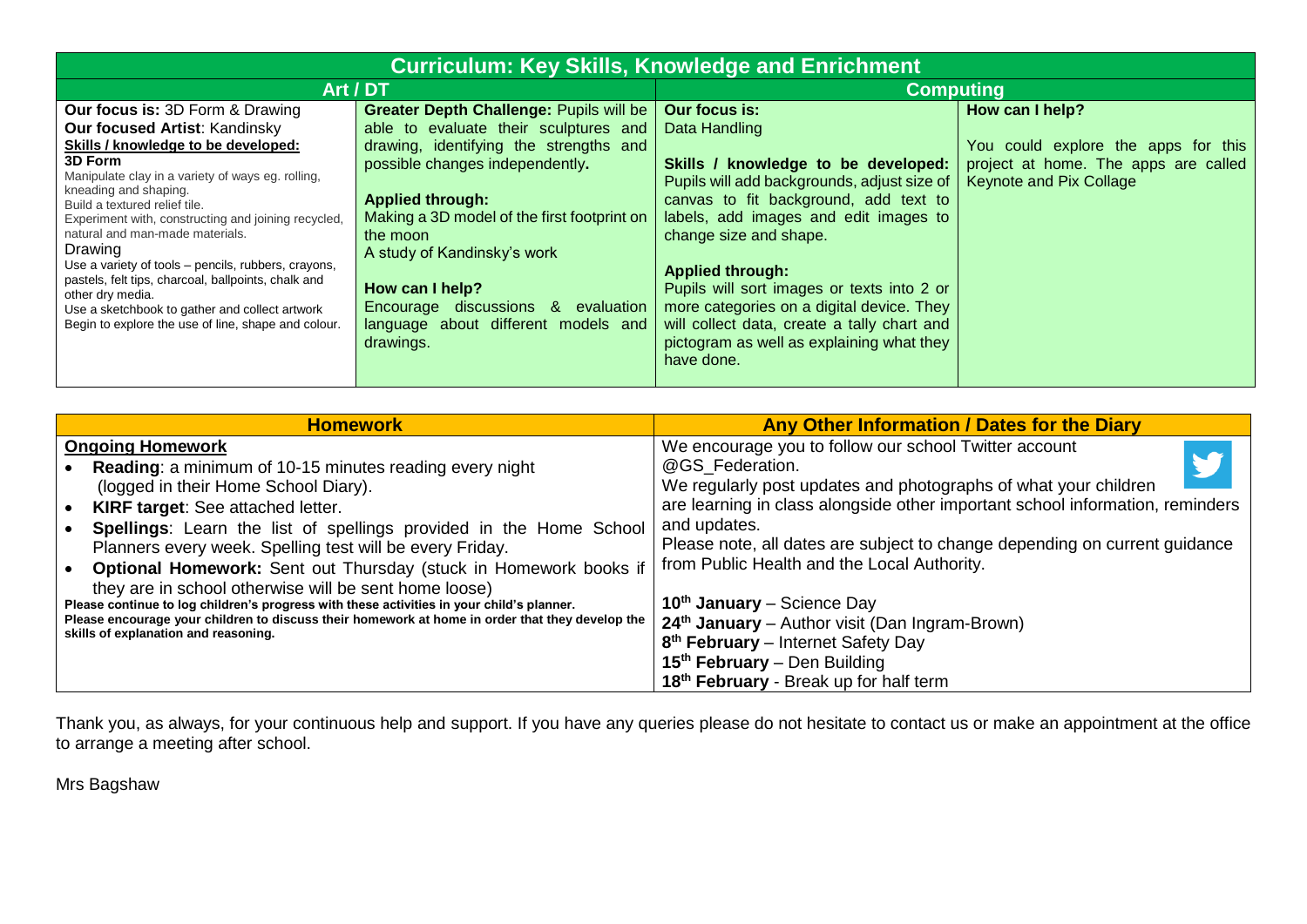## Curriculum: Key Skills, Knowledge and Enrichment

| Art / DT | | Computing | |
|---|---|---|---|
| **Our focus is:** 3D Form & Drawing<br>**Our focused Artist**: Kandinsky<br>**Skills / knowledge to be developed:**<br>**3D Form**<br>Manipulate clay in a variety of ways eg. rolling, kneading and shaping.<br>Build a textured relief tile.<br>Experiment with, constructing and joining recycled, natural and man-made materials.<br>Drawing<br>Use a variety of tools – pencils, rubbers, crayons, pastels, felt tips, charcoal, ballpoints, chalk and other dry media.<br>Use a sketchbook to gather and collect artwork<br>Begin to explore the use of line, shape and colour. | **Greater Depth Challenge:** Pupils will be able to evaluate their sculptures and drawing, identifying the strengths and possible changes independently.<br><br>**Applied through:**<br>Making a 3D model of the first footprint on the moon<br>A study of Kandinsky's work<br><br>**How can I help?**<br>Encourage discussions & evaluation language about different models and drawings. | **Our focus is:**<br>Data Handling<br><br>**Skills / knowledge to be developed:** Pupils will add backgrounds, adjust size of canvas to fit background, add text to labels, add images and edit images to change size and shape.<br><br>**Applied through:**<br>Pupils will sort images or texts into 2 or more categories on a digital device. They will collect data, create a tally chart and pictogram as well as explaining what they have done. | **How can I help?**<br><br>You could explore the apps for this project at home. The apps are called Keynote and Pix Collage |

| Homework | Any Other Information / Dates for the Diary |
|---|---|
| **Ongoing Homework**<br>• **Reading**: a minimum of 10-15 minutes reading every night (logged in their Home School Diary).<br>• **KIRF target**: See attached letter.<br>• **Spellings**: Learn the list of spellings provided in the Home School Planners every week. Spelling test will be every Friday.<br>• **Optional Homework:** Sent out Thursday (stuck in Homework books if they are in school otherwise will be sent home loose)<br>**Please continue to log children's progress with these activities in your child's planner.**<br>**Please encourage your children to discuss their homework at home in order that they develop the skills of explanation and reasoning.** | We encourage you to follow our school Twitter account @GS_Federation.<br>We regularly post updates and photographs of what your children are learning in class alongside other important school information, reminders and updates.<br>Please note, all dates are subject to change depending on current guidance from Public Health and the Local Authority.<br><br>**10th January** – Science Day<br>**24th January** – Author visit (Dan Ingram-Brown)<br>**8th February** – Internet Safety Day<br>**15th February** – Den Building<br>**18th February** - Break up for half term |

Thank you, as always, for your continuous help and support. If you have any queries please do not hesitate to contact us or make an appointment at the office to arrange a meeting after school.

Mrs Bagshaw